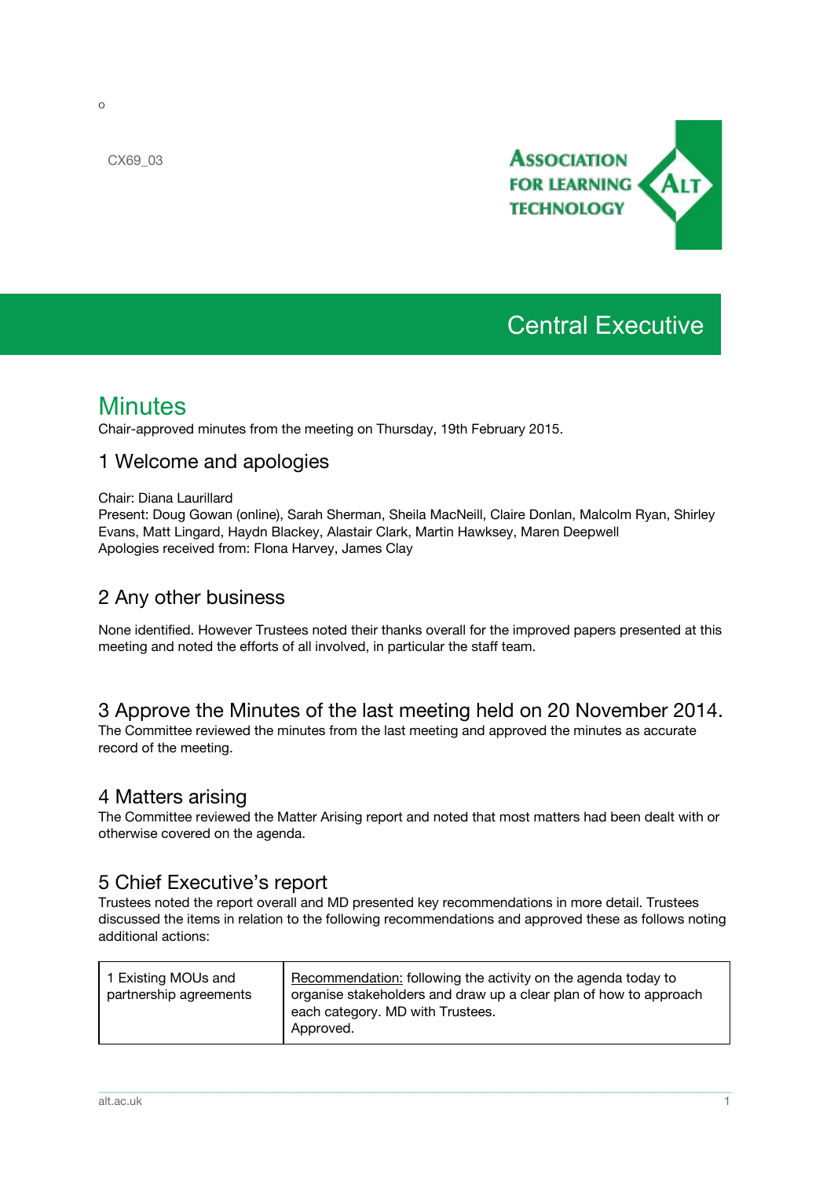o

CX69_03

ASSOCIATION FOR LEARNING TECHNOLOGY

# Central Executive

## Minutes

Chair-approved minutes from the meeting on Thursday, 19th February 2015.

### 1 Welcome and apologies

Chair: Diana Laurillard
Present: Doug Gowan (online), Sarah Sherman, Sheila MacNeill, Claire Donlan, Malcolm Ryan, Shirley Evans, Matt Lingard, Haydn Blackey, Alastair Clark, Martin Hawksey, Maren Deepwell
Apologies received from: FIona Harvey, James Clay

### 2 Any other business

None identified. However Trustees noted their thanks overall for the improved papers presented at this meeting and noted the efforts of all involved, in particular the staff team.

### 3 Approve the Minutes of the last meeting held on 20 November 2014.

The Committee reviewed the minutes from the last meeting and approved the minutes as accurate record of the meeting.

### 4 Matters arising

The Committee reviewed the Matter Arising report and noted that most matters had been dealt with or otherwise covered on the agenda.

### 5 Chief Executive's report

Trustees noted the report overall and MD presented key recommendations in more detail. Trustees discussed the items in relation to the following recommendations and approved these as follows noting additional actions:

| | |
|---|---|
| 1 Existing MOUs and partnership agreements | Recommendation: following the activity on the agenda today to organise stakeholders and draw up a clear plan of how to approach each category. MD with Trustees.<br>Approved. |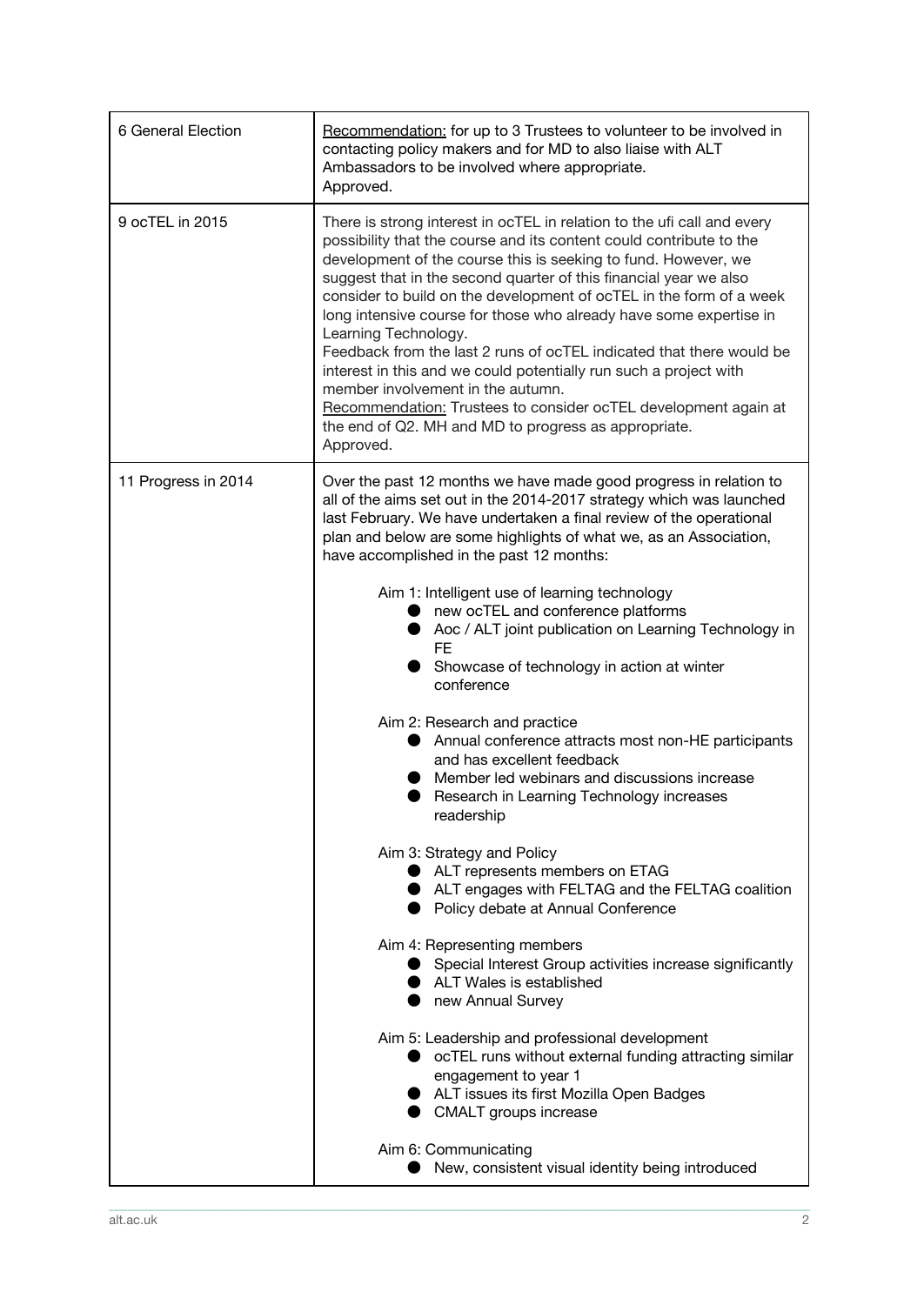| | |
|---|---|
| 6 General Election | <u>Recommendation:</u> for up to 3 Trustees to volunteer to be involved in contacting policy makers and for MD to also liaise with ALT Ambassadors to be involved where appropriate.<br>Approved. |
| 9 ocTEL in 2015 | There is strong interest in ocTEL in relation to the ufi call and every possibility that the course and its content could contribute to the development of the course this is seeking to fund. However, we suggest that in the second quarter of this financial year we also consider to build on the development of ocTEL in the form of a week long intensive course for those who already have some expertise in Learning Technology.<br>Feedback from the last 2 runs of ocTEL indicated that there would be interest in this and we could potentially run such a project with member involvement in the autumn.<br><u>Recommendation:</u> Trustees to consider ocTEL development again at the end of Q2. MH and MD to progress as appropriate.<br>Approved. |
| 11 Progress in 2014 | Over the past 12 months we have made good progress in relation to all of the aims set out in the 2014-2017 strategy which was launched last February. We have undertaken a final review of the operational plan and below are some highlights of what we, as an Association, have accomplished in the past 12 months:<br><br>Aim 1: Intelligent use of learning technology<br>● new ocTEL and conference platforms<br>● Aoc / ALT joint publication on Learning Technology in FE<br>● Showcase of technology in action at winter conference<br><br>Aim 2: Research and practice<br>● Annual conference attracts most non-HE participants and has excellent feedback<br>● Member led webinars and discussions increase<br>● Research in Learning Technology increases readership<br><br>Aim 3: Strategy and Policy<br>● ALT represents members on ETAG<br>● ALT engages with FELTAG and the FELTAG coalition<br>● Policy debate at Annual Conference<br><br>Aim 4: Representing members<br>● Special Interest Group activities increase significantly<br>● ALT Wales is established<br>● new Annual Survey<br><br>Aim 5: Leadership and professional development<br>● ocTEL runs without external funding attracting similar engagement to year 1<br>● ALT issues its first Mozilla Open Badges<br>● CMALT groups increase<br><br>Aim 6: Communicating<br>● New, consistent visual identity being introduced |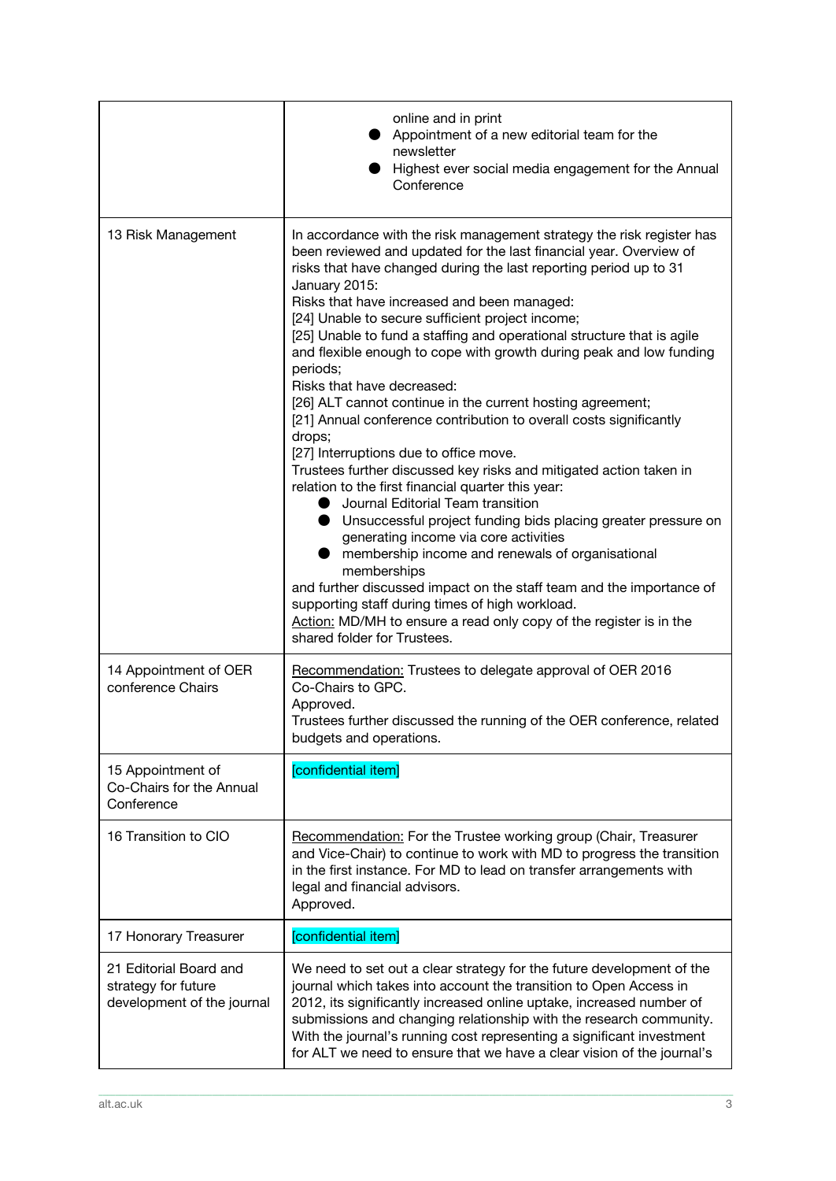| | |
|---|---|
| | online and in print<br>● Appointment of a new editorial team for the newsletter<br>● Highest ever social media engagement for the Annual Conference |
| 13 Risk Management | In accordance with the risk management strategy the risk register has been reviewed and updated for the last financial year. Overview of risks that have changed during the last reporting period up to 31 January 2015:<br>Risks that have increased and been managed:<br>[24] Unable to secure sufficient project income;<br>[25] Unable to fund a staffing and operational structure that is agile and flexible enough to cope with growth during peak and low funding periods;<br>Risks that have decreased:<br>[26] ALT cannot continue in the current hosting agreement;<br>[21] Annual conference contribution to overall costs significantly drops;<br>[27] Interruptions due to office move.<br>Trustees further discussed key risks and mitigated action taken in relation to the first financial quarter this year:<br>● Journal Editorial Team transition<br>● Unsuccessful project funding bids placing greater pressure on generating income via core activities<br>● membership income and renewals of organisational memberships<br>and further discussed impact on the staff team and the importance of supporting staff during times of high workload.<br>Action: MD/MH to ensure a read only copy of the register is in the shared folder for Trustees. |
| 14 Appointment of OER conference Chairs | Recommendation: Trustees to delegate approval of OER 2016 Co-Chairs to GPC.<br>Approved.<br>Trustees further discussed the running of the OER conference, related budgets and operations. |
| 15 Appointment of Co-Chairs for the Annual Conference | [confidential item] |
| 16 Transition to CIO | Recommendation: For the Trustee working group (Chair, Treasurer and Vice-Chair) to continue to work with MD to progress the transition in the first instance. For MD to lead on transfer arrangements with legal and financial advisors.<br>Approved. |
| 17 Honorary Treasurer | [confidential item] |
| 21 Editorial Board and strategy for future development of the journal | We need to set out a clear strategy for the future development of the journal which takes into account the transition to Open Access in 2012, its significantly increased online uptake, increased number of submissions and changing relationship with the research community. With the journal's running cost representing a significant investment for ALT we need to ensure that we have a clear vision of the journal's |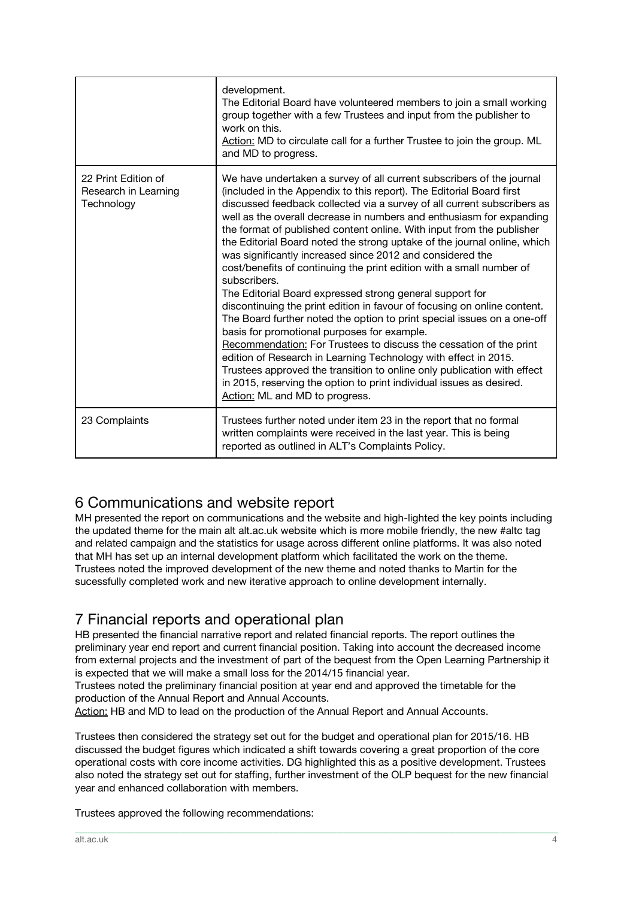| | |
|---|---|
| | development.<br>The Editorial Board have volunteered members to join a small working group together with a few Trustees and input from the publisher to work on this.<br><u>Action:</u> MD to circulate call for a further Trustee to join the group. ML and MD to progress. |
| 22 Print Edition of Research in Learning Technology | We have undertaken a survey of all current subscribers of the journal (included in the Appendix to this report). The Editorial Board first discussed feedback collected via a survey of all current subscribers as well as the overall decrease in numbers and enthusiasm for expanding the format of published content online. With input from the publisher the Editorial Board noted the strong uptake of the journal online, which was significantly increased since 2012 and considered the cost/benefits of continuing the print edition with a small number of subscribers.<br>The Editorial Board expressed strong general support for discontinuing the print edition in favour of focusing on online content. The Board further noted the option to print special issues on a one-off basis for promotional purposes for example.<br><u>Recommendation:</u> For Trustees to discuss the cessation of the print edition of Research in Learning Technology with effect in 2015.<br>Trustees approved the transition to online only publication with effect in 2015, reserving the option to print individual issues as desired.<br><u>Action:</u> ML and MD to progress. |
| 23 Complaints | Trustees further noted under item 23 in the report that no formal written complaints were received in the last year. This is being reported as outlined in ALT's Complaints Policy. |

## 6 Communications and website report

MH presented the report on communications and the website and high-lighted the key points including the updated theme for the main alt alt.ac.uk website which is more mobile friendly, the new #altc tag and related campaign and the statistics for usage across different online platforms. It was also noted that MH has set up an internal development platform which facilitated the work on the theme. Trustees noted the improved development of the new theme and noted thanks to Martin for the sucessfully completed work and new iterative approach to online development internally.

## 7 Financial reports and operational plan

HB presented the financial narrative report and related financial reports. The report outlines the preliminary year end report and current financial position. Taking into account the decreased income from external projects and the investment of part of the bequest from the Open Learning Partnership it is expected that we will make a small loss for the 2014/15 financial year.

Trustees noted the preliminary financial position at year end and approved the timetable for the production of the Annual Report and Annual Accounts.

<u>Action:</u> HB and MD to lead on the production of the Annual Report and Annual Accounts.

Trustees then considered the strategy set out for the budget and operational plan for 2015/16. HB discussed the budget figures which indicated a shift towards covering a great proportion of the core operational costs with core income activities. DG highlighted this as a positive development. Trustees also noted the strategy set out for staffing, further investment of the OLP bequest for the new financial year and enhanced collaboration with members.

Trustees approved the following recommendations: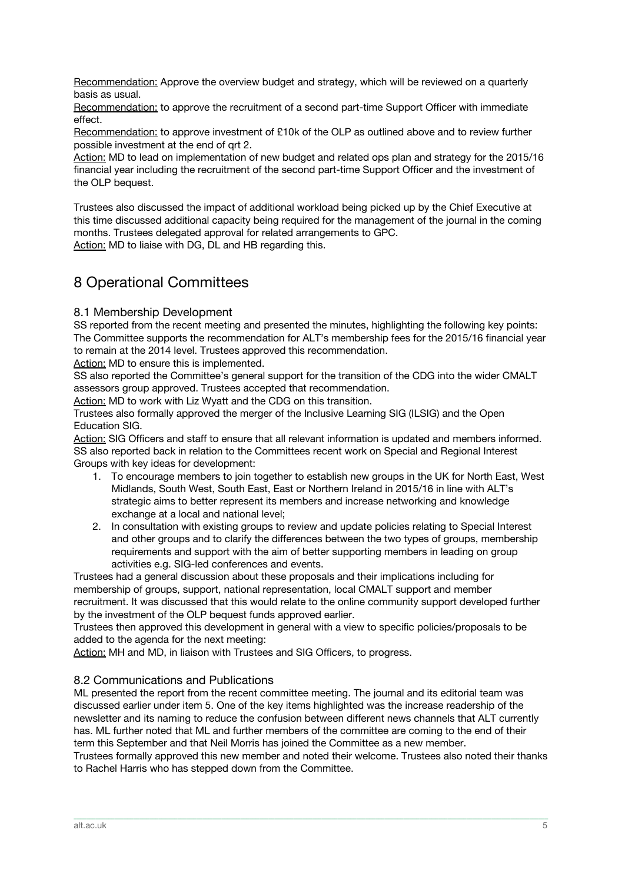Recommendation: Approve the overview budget and strategy, which will be reviewed on a quarterly basis as usual.

Recommendation: to approve the recruitment of a second part-time Support Officer with immediate effect.

Recommendation: to approve investment of £10k of the OLP as outlined above and to review further possible investment at the end of qrt 2.

Action: MD to lead on implementation of new budget and related ops plan and strategy for the 2015/16 financial year including the recruitment of the second part-time Support Officer and the investment of the OLP bequest.

Trustees also discussed the impact of additional workload being picked up by the Chief Executive at this time discussed additional capacity being required for the management of the journal in the coming months. Trustees delegated approval for related arrangements to GPC.

Action: MD to liaise with DG, DL and HB regarding this.

# 8 Operational Committees

## 8.1 Membership Development

SS reported from the recent meeting and presented the minutes, highlighting the following key points: The Committee supports the recommendation for ALT's membership fees for the 2015/16 financial year to remain at the 2014 level. Trustees approved this recommendation.

Action: MD to ensure this is implemented.

SS also reported the Committee's general support for the transition of the CDG into the wider CMALT assessors group approved. Trustees accepted that recommendation.

Action: MD to work with Liz Wyatt and the CDG on this transition.

Trustees also formally approved the merger of the Inclusive Learning SIG (ILSIG) and the Open Education SIG.

Action: SIG Officers and staff to ensure that all relevant information is updated and members informed.

SS also reported back in relation to the Committees recent work on Special and Regional Interest Groups with key ideas for development:

1. To encourage members to join together to establish new groups in the UK for North East, West Midlands, South West, South East, East or Northern Ireland in 2015/16 in line with ALT's strategic aims to better represent its members and increase networking and knowledge exchange at a local and national level;
2. In consultation with existing groups to review and update policies relating to Special Interest and other groups and to clarify the differences between the two types of groups, membership requirements and support with the aim of better supporting members in leading on group activities e.g. SIG-led conferences and events.

Trustees had a general discussion about these proposals and their implications including for membership of groups, support, national representation, local CMALT support and member recruitment. It was discussed that this would relate to the online community support developed further by the investment of the OLP bequest funds approved earlier.

Trustees then approved this development in general with a view to specific policies/proposals to be added to the agenda for the next meeting:

Action: MH and MD, in liaison with Trustees and SIG Officers, to progress.

## 8.2 Communications and Publications

ML presented the report from the recent committee meeting. The journal and its editorial team was discussed earlier under item 5. One of the key items highlighted was the increase readership of the newsletter and its naming to reduce the confusion between different news channels that ALT currently has. ML further noted that ML and further members of the committee are coming to the end of their term this September and that Neil Morris has joined the Committee as a new member.

Trustees formally approved this new member and noted their welcome. Trustees also noted their thanks to Rachel Harris who has stepped down from the Committee.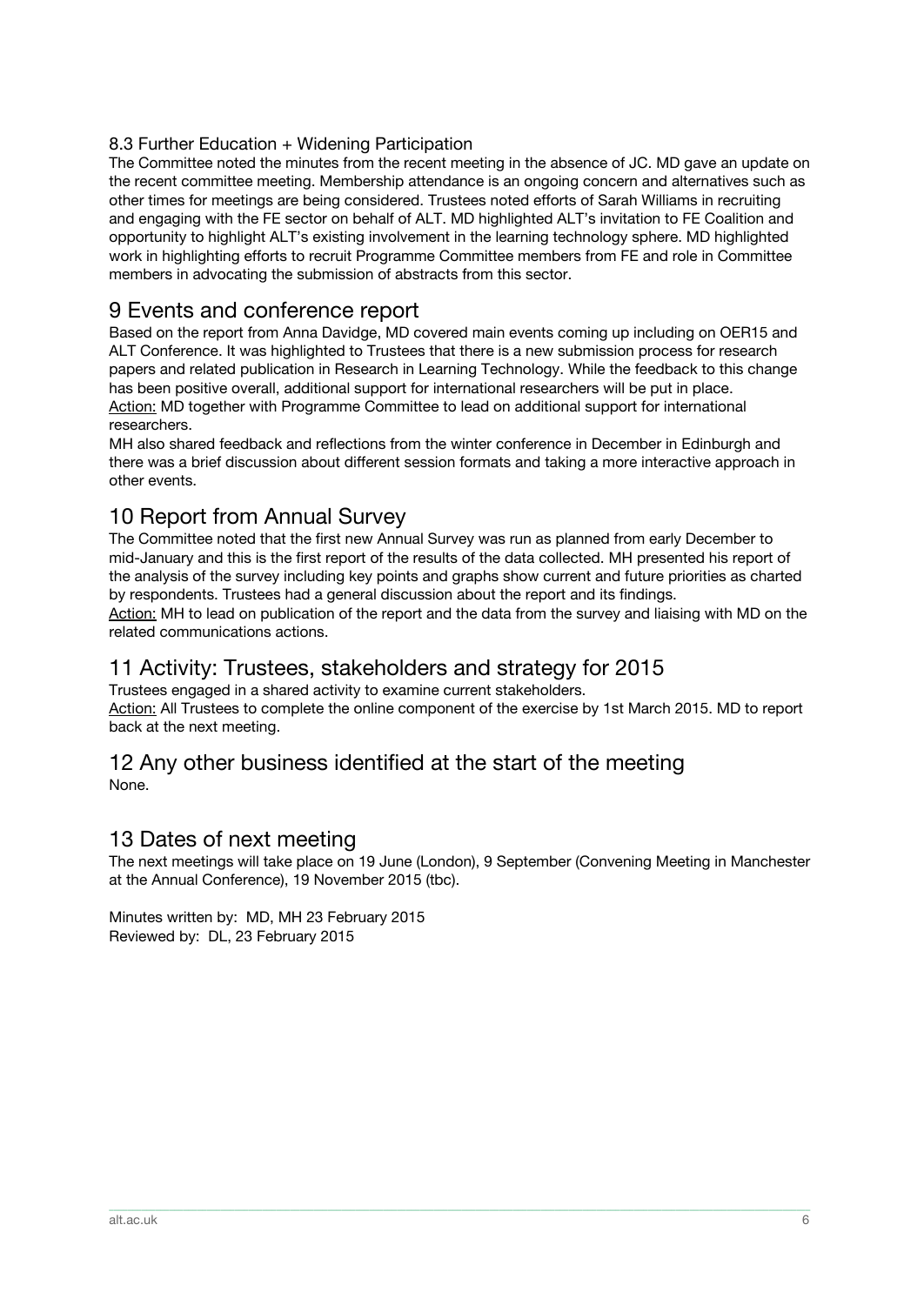### 8.3 Further Education + Widening Participation

The Committee noted the minutes from the recent meeting in the absence of JC. MD gave an update on the recent committee meeting. Membership attendance is an ongoing concern and alternatives such as other times for meetings are being considered. Trustees noted efforts of Sarah Williams in recruiting and engaging with the FE sector on behalf of ALT. MD highlighted ALT's invitation to FE Coalition and opportunity to highlight ALT's existing involvement in the learning technology sphere. MD highlighted work in highlighting efforts to recruit Programme Committee members from FE and role in Committee members in advocating the submission of abstracts from this sector.

## 9 Events and conference report

Based on the report from Anna Davidge, MD covered main events coming up including on OER15 and ALT Conference. It was highlighted to Trustees that there is a new submission process for research papers and related publication in Research in Learning Technology. While the feedback to this change has been positive overall, additional support for international researchers will be put in place.
Action: MD together with Programme Committee to lead on additional support for international researchers.
MH also shared feedback and reflections from the winter conference in December in Edinburgh and there was a brief discussion about different session formats and taking a more interactive approach in other events.

## 10 Report from Annual Survey

The Committee noted that the first new Annual Survey was run as planned from early December to mid-January and this is the first report of the results of the data collected. MH presented his report of the analysis of the survey including key points and graphs show current and future priorities as charted by respondents. Trustees had a general discussion about the report and its findings.
Action: MH to lead on publication of the report and the data from the survey and liaising with MD on the related communications actions.

## 11 Activity: Trustees, stakeholders and strategy for 2015

Trustees engaged in a shared activity to examine current stakeholders.
Action: All Trustees to complete the online component of the exercise by 1st March 2015. MD to report back at the next meeting.

## 12 Any other business identified at the start of the meeting

None.

## 13 Dates of next meeting

The next meetings will take place on 19 June (London), 9 September (Convening Meeting in Manchester at the Annual Conference), 19 November 2015 (tbc).

Minutes written by: MD, MH 23 February 2015
Reviewed by: DL, 23 February 2015